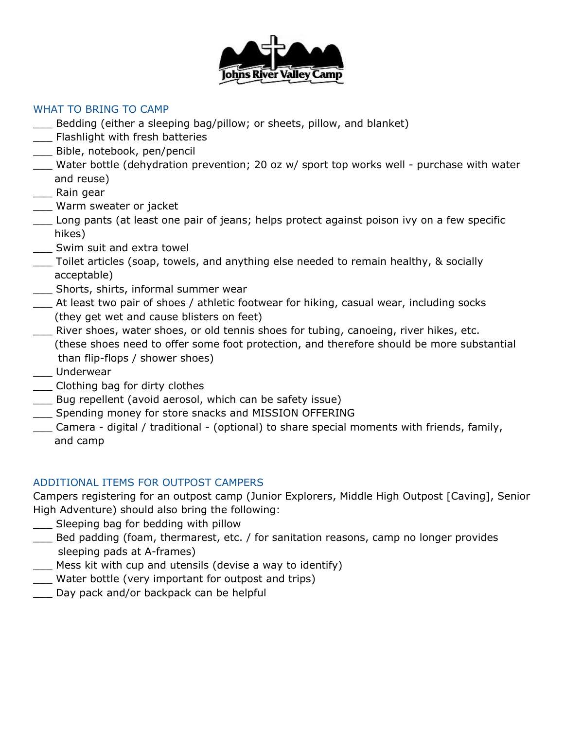Johns River Valley Camp

## WHAT TO BRING TO CAMP

___ Bedding (either a sleeping bag/pillow; or sheets, pillow, and blanket)
___ Flashlight with fresh batteries
___ Bible, notebook, pen/pencil
___ Water bottle (dehydration prevention; 20 oz w/ sport top works well - purchase with water and reuse)
___ Rain gear
___ Warm sweater or jacket
___ Long pants (at least one pair of jeans; helps protect against poison ivy on a few specific hikes)
___ Swim suit and extra towel
___ Toilet articles (soap, towels, and anything else needed to remain healthy, & socially acceptable)
___ Shorts, shirts, informal summer wear
___ At least two pair of shoes / athletic footwear for hiking, casual wear, including socks (they get wet and cause blisters on feet)
___ River shoes, water shoes, or old tennis shoes for tubing, canoeing, river hikes, etc. (these shoes need to offer some foot protection, and therefore should be more substantial than flip-flops / shower shoes)
___ Underwear
___ Clothing bag for dirty clothes
___ Bug repellent (avoid aerosol, which can be safety issue)
___ Spending money for store snacks and MISSION OFFERING
___ Camera - digital / traditional - (optional) to share special moments with friends, family, and camp

## ADDITIONAL ITEMS FOR OUTPOST CAMPERS

Campers registering for an outpost camp (Junior Explorers, Middle High Outpost [Caving], Senior High Adventure) should also bring the following:

___ Sleeping bag for bedding with pillow
___ Bed padding (foam, thermarest, etc. / for sanitation reasons, camp no longer provides sleeping pads at A-frames)
___ Mess kit with cup and utensils (devise a way to identify)
___ Water bottle (very important for outpost and trips)
___ Day pack and/or backpack can be helpful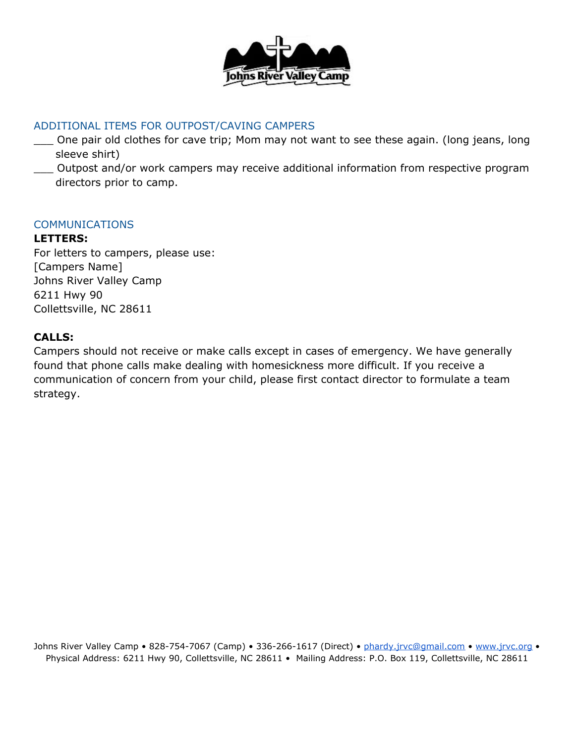## ADDITIONAL ITEMS FOR OUTPOST/CAVING CAMPERS

___ One pair old clothes for cave trip; Mom may not want to see these again. (long jeans, long sleeve shirt)

___ Outpost and/or work campers may receive additional information from respective program directors prior to camp.

## COMMUNICATIONS

**LETTERS:**

For letters to campers, please use:
[Campers Name]
Johns River Valley Camp
6211 Hwy 90
Collettsville, NC 28611

**CALLS:**

Campers should not receive or make calls except in cases of emergency. We have generally found that phone calls make dealing with homesickness more difficult. If you receive a communication of concern from your child, please first contact director to formulate a team strategy.